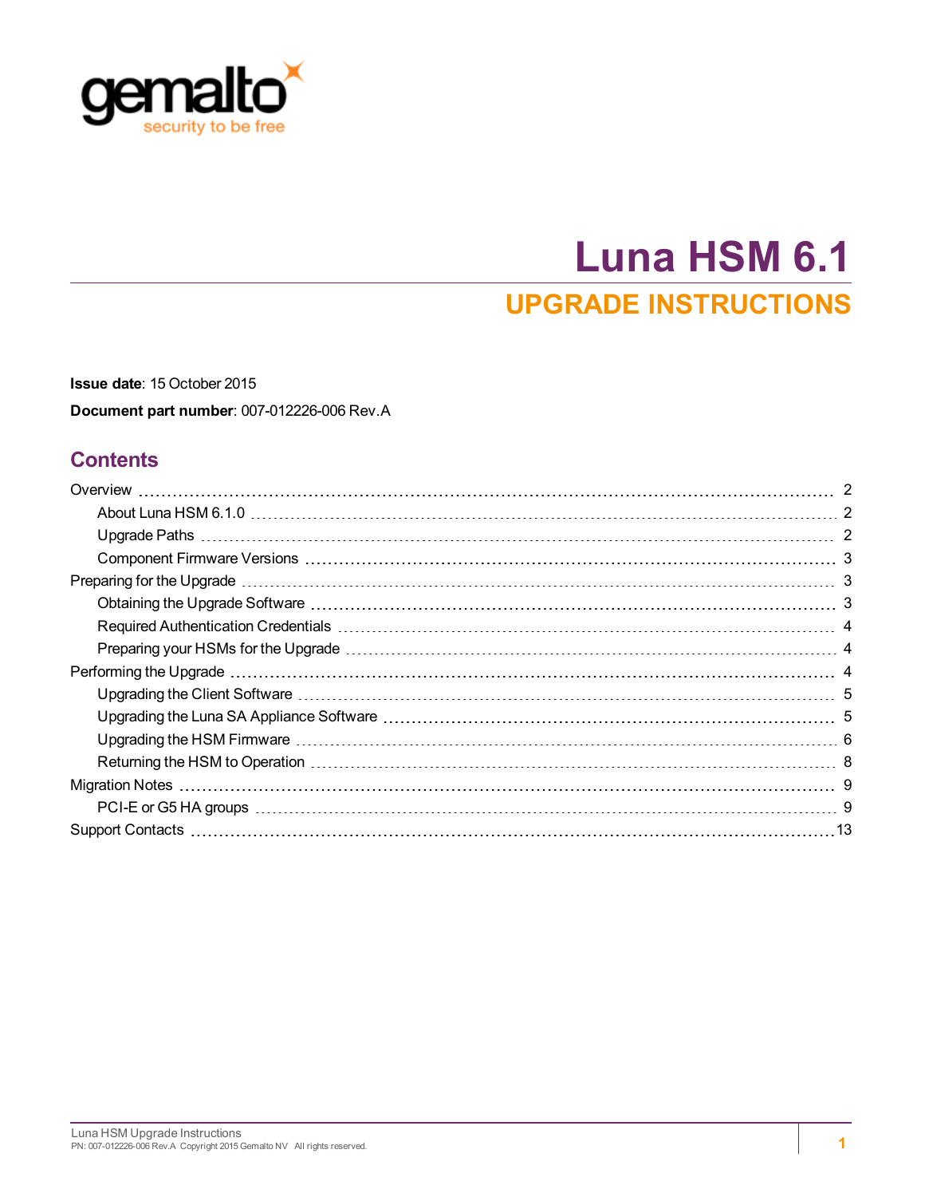# Luna HSM 6.1

## UPGRADE INSTRUCTIONS

**Issue date**: 15 October 2015

**Document part number**: 007-012226-006 Rev.A

## Contents

- Overview ... 2
  - About Luna HSM 6.1.0 ... 2
  - Upgrade Paths ... 2
  - Component Firmware Versions ... 3
- Preparing for the Upgrade ... 3
  - Obtaining the Upgrade Software ... 3
  - Required Authentication Credentials ... 4
  - Preparing your HSMs for the Upgrade ... 4
- Performing the Upgrade ... 4
  - Upgrading the Client Software ... 5
  - Upgrading the Luna SA Appliance Software ... 5
  - Upgrading the HSM Firmware ... 6
  - Returning the HSM to Operation ... 8
- Migration Notes ... 9
  - PCI-E or G5 HA groups ... 9
- Support Contacts ... 13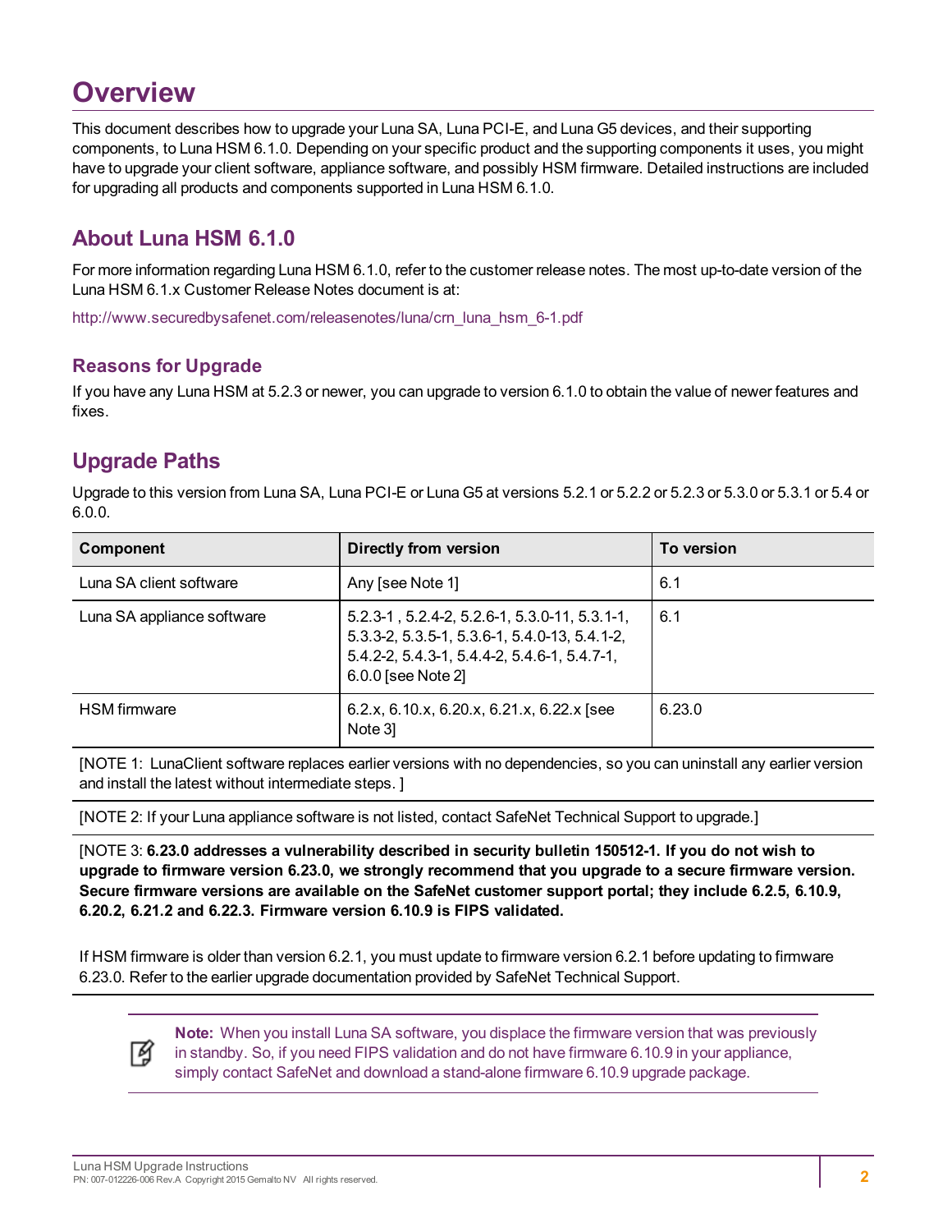# Overview

This document describes how to upgrade your Luna SA, Luna PCI-E, and Luna G5 devices, and their supporting components, to Luna HSM 6.1.0. Depending on your specific product and the supporting components it uses, you might have to upgrade your client software, appliance software, and possibly HSM firmware. Detailed instructions are included for upgrading all products and components supported in Luna HSM 6.1.0.

## About Luna HSM 6.1.0

For more information regarding Luna HSM 6.1.0, refer to the customer release notes. The most up-to-date version of the Luna HSM 6.1.x Customer Release Notes document is at:

http://www.securedbysafenet.com/releasenotes/luna/crn_luna_hsm_6-1.pdf

### Reasons for Upgrade

If you have any Luna HSM at 5.2.3 or newer, you can upgrade to version 6.1.0 to obtain the value of newer features and fixes.

## Upgrade Paths

Upgrade to this version from Luna SA, Luna PCI-E or Luna G5 at versions 5.2.1 or 5.2.2 or 5.2.3 or 5.3.0 or 5.3.1 or 5.4 or 6.0.0.

| Component | Directly from version | To version |
|---|---|---|
| Luna SA client software | Any [see Note 1] | 6.1 |
| Luna SA appliance software | 5.2.3-1 , 5.2.4-2, 5.2.6-1, 5.3.0-11, 5.3.1-1, 5.3.3-2, 5.3.5-1, 5.3.6-1, 5.4.0-13, 5.4.1-2, 5.4.2-2, 5.4.3-1, 5.4.4-2, 5.4.6-1, 5.4.7-1, 6.0.0 [see Note 2] | 6.1 |
| HSM firmware | 6.2.x, 6.10.x, 6.20.x, 6.21.x, 6.22.x [see Note 3] | 6.23.0 |

[NOTE 1: LunaClient software replaces earlier versions with no dependencies, so you can uninstall any earlier version and install the latest without intermediate steps. ]

[NOTE 2: If your Luna appliance software is not listed, contact SafeNet Technical Support to upgrade.]

[NOTE 3: **6.23.0 addresses a vulnerability described in security bulletin 150512-1. If you do not wish to upgrade to firmware version 6.23.0, we strongly recommend that you upgrade to a secure firmware version. Secure firmware versions are available on the SafeNet customer support portal; they include 6.2.5, 6.10.9, 6.20.2, 6.21.2 and 6.22.3. Firmware version 6.10.9 is FIPS validated.**

If HSM firmware is older than version 6.2.1, you must update to firmware version 6.2.1 before updating to firmware 6.23.0. Refer to the earlier upgrade documentation provided by SafeNet Technical Support.

**Note:** When you install Luna SA software, you displace the firmware version that was previously in standby. So, if you need FIPS validation and do not have firmware 6.10.9 in your appliance, simply contact SafeNet and download a stand-alone firmware 6.10.9 upgrade package.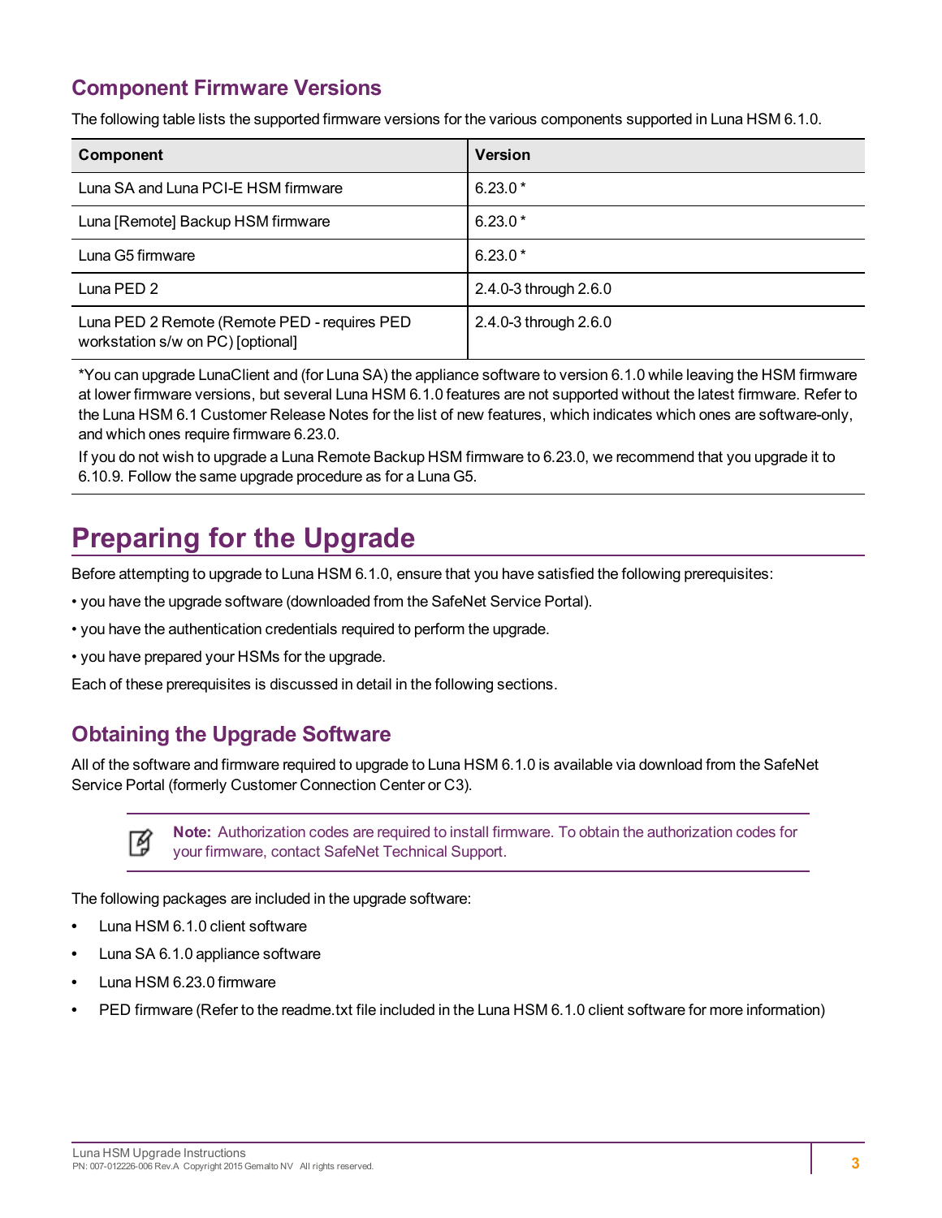## Component Firmware Versions

The following table lists the supported firmware versions for the various components supported in Luna HSM 6.1.0.

| Component | Version |
|---|---|
| Luna SA and Luna PCI-E HSM firmware | 6.23.0 * |
| Luna [Remote] Backup HSM firmware | 6.23.0 * |
| Luna G5 firmware | 6.23.0 * |
| Luna PED 2 | 2.4.0-3 through 2.6.0 |
| Luna PED 2 Remote (Remote PED - requires PED workstation s/w on PC) [optional] | 2.4.0-3 through 2.6.0 |

*You can upgrade LunaClient and (for Luna SA) the appliance software to version 6.1.0 while leaving the HSM firmware at lower firmware versions, but several Luna HSM 6.1.0 features are not supported without the latest firmware. Refer to the Luna HSM 6.1 Customer Release Notes for the list of new features, which indicates which ones are software-only, and which ones require firmware 6.23.0.

If you do not wish to upgrade a Luna Remote Backup HSM firmware to 6.23.0, we recommend that you upgrade it to 6.10.9. Follow the same upgrade procedure as for a Luna G5.

# Preparing for the Upgrade

Before attempting to upgrade to Luna HSM 6.1.0, ensure that you have satisfied the following prerequisites:

- you have the upgrade software (downloaded from the SafeNet Service Portal).
- you have the authentication credentials required to perform the upgrade.
- you have prepared your HSMs for the upgrade.

Each of these prerequisites is discussed in detail in the following sections.

## Obtaining the Upgrade Software

All of the software and firmware required to upgrade to Luna HSM 6.1.0 is available via download from the SafeNet Service Portal (formerly Customer Connection Center or C3).

> **Note:** Authorization codes are required to install firmware. To obtain the authorization codes for your firmware, contact SafeNet Technical Support.

The following packages are included in the upgrade software:

- Luna HSM 6.1.0 client software
- Luna SA 6.1.0 appliance software
- Luna HSM 6.23.0 firmware
- PED firmware (Refer to the readme.txt file included in the Luna HSM 6.1.0 client software for more information)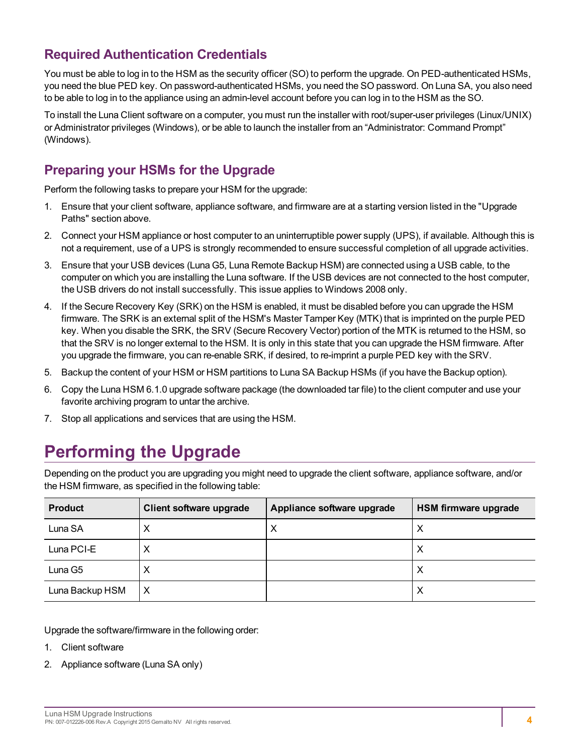## Required Authentication Credentials

You must be able to log in to the HSM as the security officer (SO) to perform the upgrade. On PED-authenticated HSMs, you need the blue PED key. On password-authenticated HSMs, you need the SO password. On Luna SA, you also need to be able to log in to the appliance using an admin-level account before you can log in to the HSM as the SO.

To install the Luna Client software on a computer, you must run the installer with root/super-user privileges (Linux/UNIX) or Administrator privileges (Windows), or be able to launch the installer from an "Administrator: Command Prompt" (Windows).

## Preparing your HSMs for the Upgrade

Perform the following tasks to prepare your HSM for the upgrade:

1. Ensure that your client software, appliance software, and firmware are at a starting version listed in the "Upgrade Paths" section above.
2. Connect your HSM appliance or host computer to an uninterruptible power supply (UPS), if available. Although this is not a requirement, use of a UPS is strongly recommended to ensure successful completion of all upgrade activities.
3. Ensure that your USB devices (Luna G5, Luna Remote Backup HSM) are connected using a USB cable, to the computer on which you are installing the Luna software. If the USB devices are not connected to the host computer, the USB drivers do not install successfully. This issue applies to Windows 2008 only.
4. If the Secure Recovery Key (SRK) on the HSM is enabled, it must be disabled before you can upgrade the HSM firmware. The SRK is an external split of the HSM's Master Tamper Key (MTK) that is imprinted on the purple PED key. When you disable the SRK, the SRV (Secure Recovery Vector) portion of the MTK is returned to the HSM, so that the SRV is no longer external to the HSM. It is only in this state that you can upgrade the HSM firmware. After you upgrade the firmware, you can re-enable SRK, if desired, to re-imprint a purple PED key with the SRV.
5. Backup the content of your HSM or HSM partitions to Luna SA Backup HSMs (if you have the Backup option).
6. Copy the Luna HSM 6.1.0 upgrade software package (the downloaded tar file) to the client computer and use your favorite archiving program to untar the archive.
7. Stop all applications and services that are using the HSM.

# Performing the Upgrade

Depending on the product you are upgrading you might need to upgrade the client software, appliance software, and/or the HSM firmware, as specified in the following table:

| Product | Client software upgrade | Appliance software upgrade | HSM firmware upgrade |
|---|---|---|---|
| Luna SA | X | X | X |
| Luna PCI-E | X | | X |
| Luna G5 | X | | X |
| Luna Backup HSM | X | | X |

Upgrade the software/firmware in the following order:

1. Client software
2. Appliance software (Luna SA only)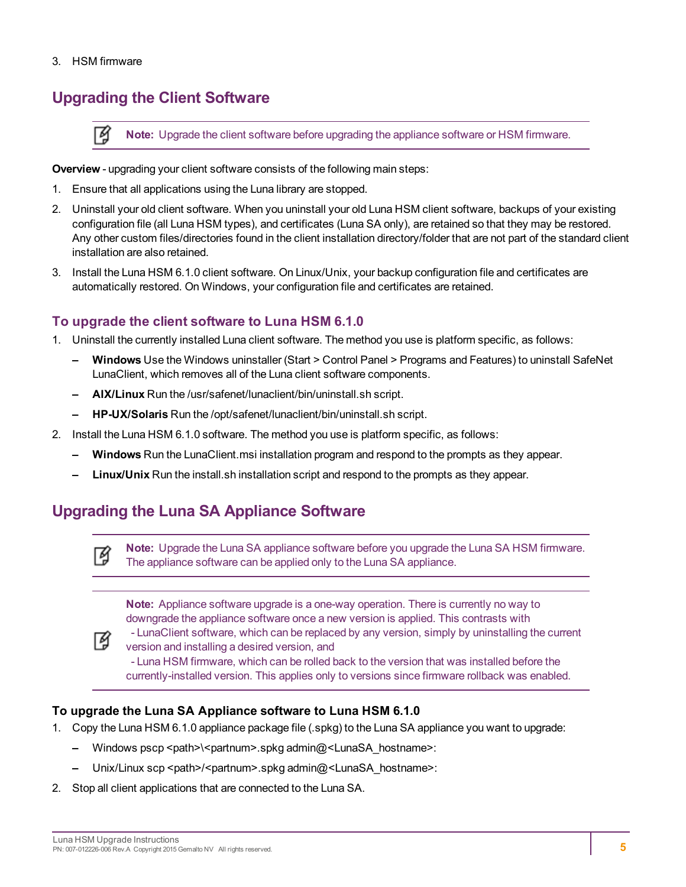3. HSM firmware

## Upgrading the Client Software

> **Note:** Upgrade the client software before upgrading the appliance software or HSM firmware.

**Overview** - upgrading your client software consists of the following main steps:

1. Ensure that all applications using the Luna library are stopped.
2. Uninstall your old client software. When you uninstall your old Luna HSM client software, backups of your existing configuration file (all Luna HSM types), and certificates (Luna SA only), are retained so that they may be restored. Any other custom files/directories found in the client installation directory/folder that are not part of the standard client installation are also retained.
3. Install the Luna HSM 6.1.0 client software. On Linux/Unix, your backup configuration file and certificates are automatically restored. On Windows, your configuration file and certificates are retained.

### To upgrade the client software to Luna HSM 6.1.0

1. Uninstall the currently installed Luna client software. The method you use is platform specific, as follows:
   - **Windows** Use the Windows uninstaller (Start > Control Panel > Programs and Features) to uninstall SafeNet LunaClient, which removes all of the Luna client software components.
   - **AIX/Linux** Run the /usr/safenet/lunaclient/bin/uninstall.sh script.
   - **HP-UX/Solaris** Run the /opt/safenet/lunaclient/bin/uninstall.sh script.
2. Install the Luna HSM 6.1.0 software. The method you use is platform specific, as follows:
   - **Windows** Run the LunaClient.msi installation program and respond to the prompts as they appear.
   - **Linux/Unix** Run the install.sh installation script and respond to the prompts as they appear.

## Upgrading the Luna SA Appliance Software

> **Note:** Upgrade the Luna SA appliance software before you upgrade the Luna SA HSM firmware. The appliance software can be applied only to the Luna SA appliance.

> **Note:** Appliance software upgrade is a one-way operation. There is currently no way to downgrade the appliance software once a new version is applied. This contrasts with
> - LunaClient software, which can be replaced by any version, simply by uninstalling the current version and installing a desired version, and
> - Luna HSM firmware, which can be rolled back to the version that was installed before the currently-installed version. This applies only to versions since firmware rollback was enabled.

### To upgrade the Luna SA Appliance software to Luna HSM 6.1.0

1. Copy the Luna HSM 6.1.0 appliance package file (.spkg) to the Luna SA appliance you want to upgrade:
   - Windows pscp <path>\<partnum>.spkg admin@<LunaSA_hostname>:
   - Unix/Linux scp <path>/<partnum>.spkg admin@<LunaSA_hostname>:
2. Stop all client applications that are connected to the Luna SA.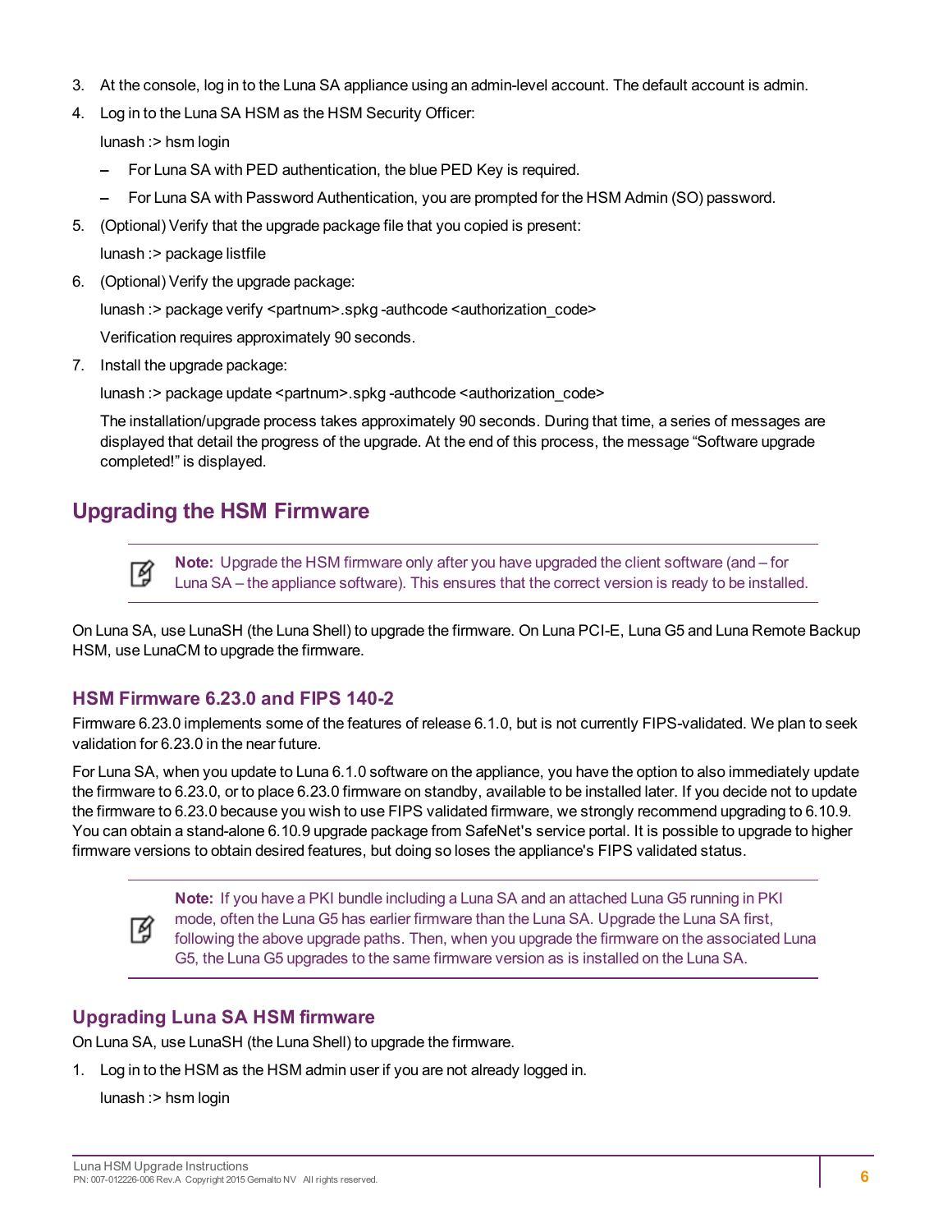3. At the console, log in to the Luna SA appliance using an admin-level account. The default account is admin.
4. Log in to the Luna SA HSM as the HSM Security Officer:

   lunash :> hsm login

   – For Luna SA with PED authentication, the blue PED Key is required.
   – For Luna SA with Password Authentication, you are prompted for the HSM Admin (SO) password.
5. (Optional) Verify that the upgrade package file that you copied is present:

   lunash :> package listfile
6. (Optional) Verify the upgrade package:

   lunash :> package verify <partnum>.spkg -authcode <authorization_code>

   Verification requires approximately 90 seconds.
7. Install the upgrade package:

   lunash :> package update <partnum>.spkg -authcode <authorization_code>

   The installation/upgrade process takes approximately 90 seconds. During that time, a series of messages are displayed that detail the progress of the upgrade. At the end of this process, the message “Software upgrade completed!” is displayed.

## Upgrading the HSM Firmware

> **Note:** Upgrade the HSM firmware only after you have upgraded the client software (and – for Luna SA – the appliance software). This ensures that the correct version is ready to be installed.

On Luna SA, use LunaSH (the Luna Shell) to upgrade the firmware. On Luna PCI-E, Luna G5 and Luna Remote Backup HSM, use LunaCM to upgrade the firmware.

### HSM Firmware 6.23.0 and FIPS 140-2

Firmware 6.23.0 implements some of the features of release 6.1.0, but is not currently FIPS-validated. We plan to seek validation for 6.23.0 in the near future.

For Luna SA, when you update to Luna 6.1.0 software on the appliance, you have the option to also immediately update the firmware to 6.23.0, or to place 6.23.0 firmware on standby, available to be installed later. If you decide not to update the firmware to 6.23.0 because you wish to use FIPS validated firmware, we strongly recommend upgrading to 6.10.9. You can obtain a stand-alone 6.10.9 upgrade package from SafeNet's service portal. It is possible to upgrade to higher firmware versions to obtain desired features, but doing so loses the appliance's FIPS validated status.

> **Note:** If you have a PKI bundle including a Luna SA and an attached Luna G5 running in PKI mode, often the Luna G5 has earlier firmware than the Luna SA. Upgrade the Luna SA first, following the above upgrade paths. Then, when you upgrade the firmware on the associated Luna G5, the Luna G5 upgrades to the same firmware version as is installed on the Luna SA.

### Upgrading Luna SA HSM firmware

On Luna SA, use LunaSH (the Luna Shell) to upgrade the firmware.

1. Log in to the HSM as the HSM admin user if you are not already logged in.

   lunash :> hsm login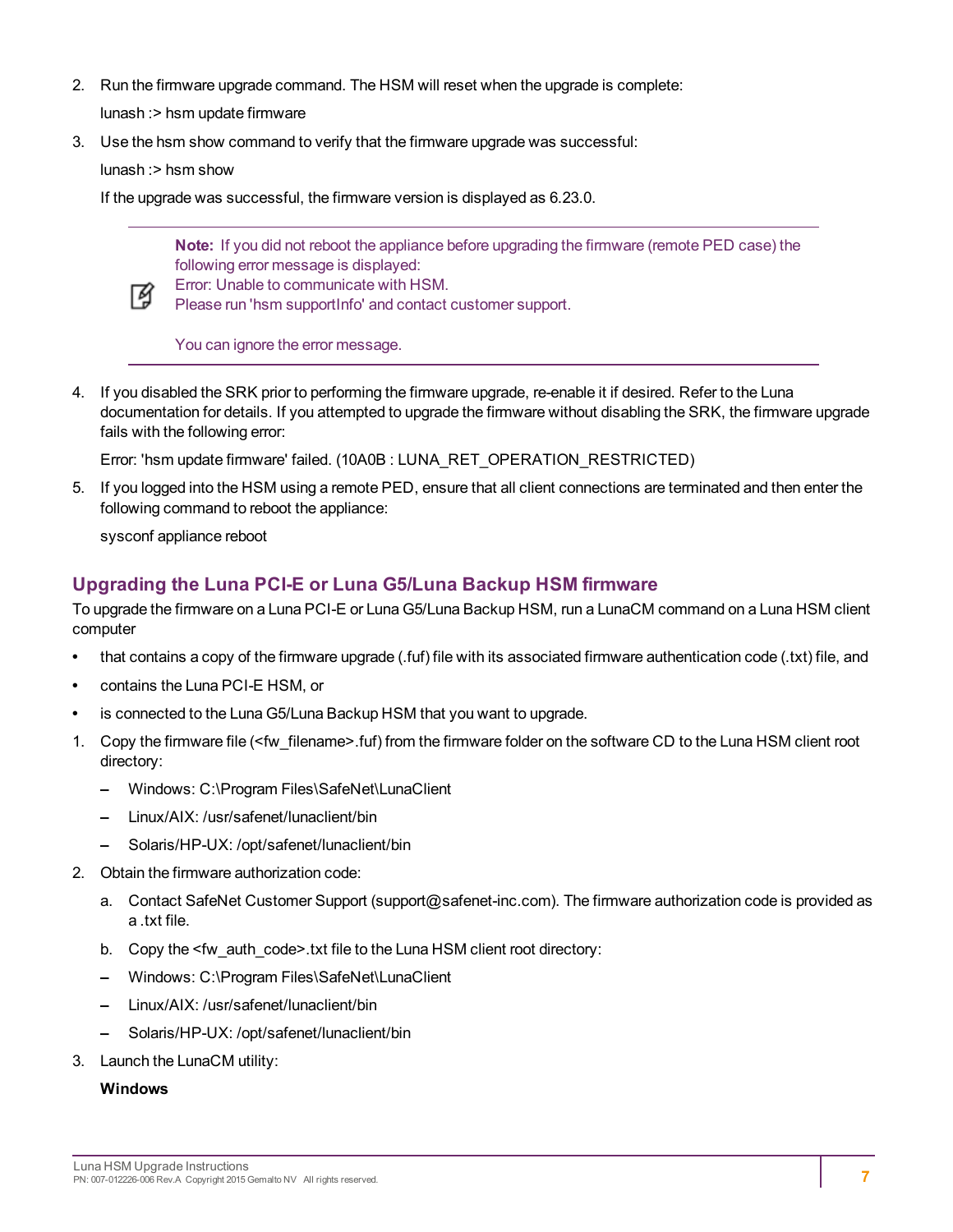2. Run the firmware upgrade command. The HSM will reset when the upgrade is complete:

   lunash :> hsm update firmware

3. Use the hsm show command to verify that the firmware upgrade was successful:

   lunash :> hsm show

   If the upgrade was successful, the firmware version is displayed as 6.23.0.

   > **Note:** If you did not reboot the appliance before upgrading the firmware (remote PED case) the following error message is displayed:
   > Error: Unable to communicate with HSM.
   > Please run 'hsm supportInfo' and contact customer support.
   >
   > You can ignore the error message.

4. If you disabled the SRK prior to performing the firmware upgrade, re-enable it if desired. Refer to the Luna documentation for details. If you attempted to upgrade the firmware without disabling the SRK, the firmware upgrade fails with the following error:

   Error: 'hsm update firmware' failed. (10A0B : LUNA_RET_OPERATION_RESTRICTED)

5. If you logged into the HSM using a remote PED, ensure that all client connections are terminated and then enter the following command to reboot the appliance:

   sysconf appliance reboot

## Upgrading the Luna PCI-E or Luna G5/Luna Backup HSM firmware

To upgrade the firmware on a Luna PCI-E or Luna G5/Luna Backup HSM, run a LunaCM command on a Luna HSM client computer

- that contains a copy of the firmware upgrade (.fuf) file with its associated firmware authentication code (.txt) file, and
- contains the Luna PCI-E HSM, or
- is connected to the Luna G5/Luna Backup HSM that you want to upgrade.

1. Copy the firmware file (<fw_filename>.fuf) from the firmware folder on the software CD to the Luna HSM client root directory:
   - Windows: C:\Program Files\SafeNet\LunaClient
   - Linux/AIX: /usr/safenet/lunaclient/bin
   - Solaris/HP-UX: /opt/safenet/lunaclient/bin
2. Obtain the firmware authorization code:
   a. Contact SafeNet Customer Support (support@safenet-inc.com). The firmware authorization code is provided as a .txt file.
   b. Copy the <fw_auth_code>.txt file to the Luna HSM client root directory:
   - Windows: C:\Program Files\SafeNet\LunaClient
   - Linux/AIX: /usr/safenet/lunaclient/bin
   - Solaris/HP-UX: /opt/safenet/lunaclient/bin
3. Launch the LunaCM utility:

   **Windows**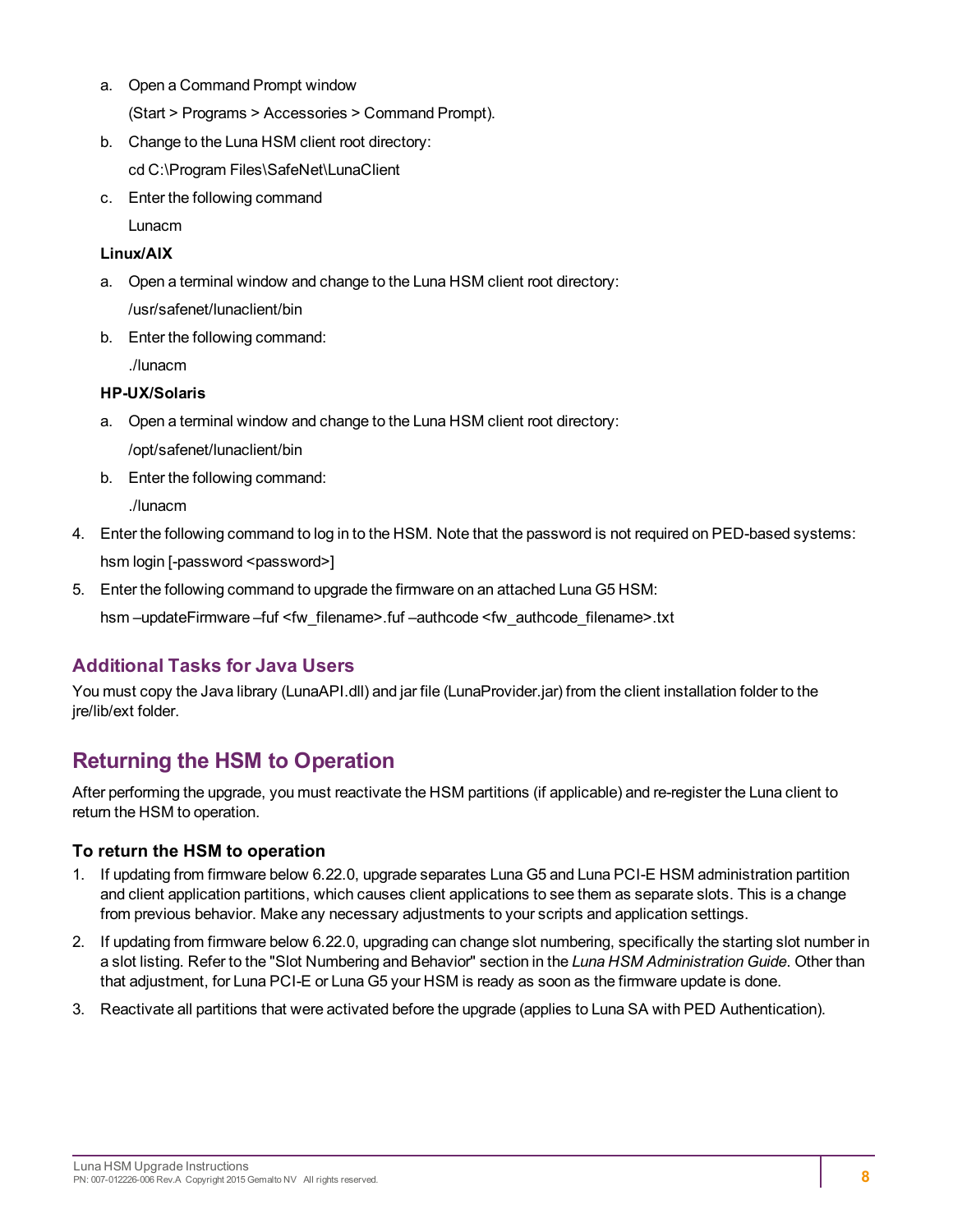a. Open a Command Prompt window

   (Start > Programs > Accessories > Command Prompt).

b. Change to the Luna HSM client root directory:

   cd C:\Program Files\SafeNet\LunaClient

c. Enter the following command

   Lunacm

**Linux/AIX**

a. Open a terminal window and change to the Luna HSM client root directory:

   /usr/safenet/lunaclient/bin

b. Enter the following command:

   ./lunacm

**HP-UX/Solaris**

a. Open a terminal window and change to the Luna HSM client root directory:

   /opt/safenet/lunaclient/bin

b. Enter the following command:

   ./lunacm

4. Enter the following command to log in to the HSM. Note that the password is not required on PED-based systems:

   hsm login [-password <password>]

5. Enter the following command to upgrade the firmware on an attached Luna G5 HSM:

   hsm –updateFirmware –fuf <fw_filename>.fuf –authcode <fw_authcode_filename>.txt

### Additional Tasks for Java Users

You must copy the Java library (LunaAPI.dll) and jar file (LunaProvider.jar) from the client installation folder to the jre/lib/ext folder.

## Returning the HSM to Operation

After performing the upgrade, you must reactivate the HSM partitions (if applicable) and re-register the Luna client to return the HSM to operation.

#### To return the HSM to operation

1. If updating from firmware below 6.22.0, upgrade separates Luna G5 and Luna PCI-E HSM administration partition and client application partitions, which causes client applications to see them as separate slots. This is a change from previous behavior. Make any necessary adjustments to your scripts and application settings.
2. If updating from firmware below 6.22.0, upgrading can change slot numbering, specifically the starting slot number in a slot listing. Refer to the "Slot Numbering and Behavior" section in the *Luna HSM Administration Guide*. Other than that adjustment, for Luna PCI-E or Luna G5 your HSM is ready as soon as the firmware update is done.
3. Reactivate all partitions that were activated before the upgrade (applies to Luna SA with PED Authentication).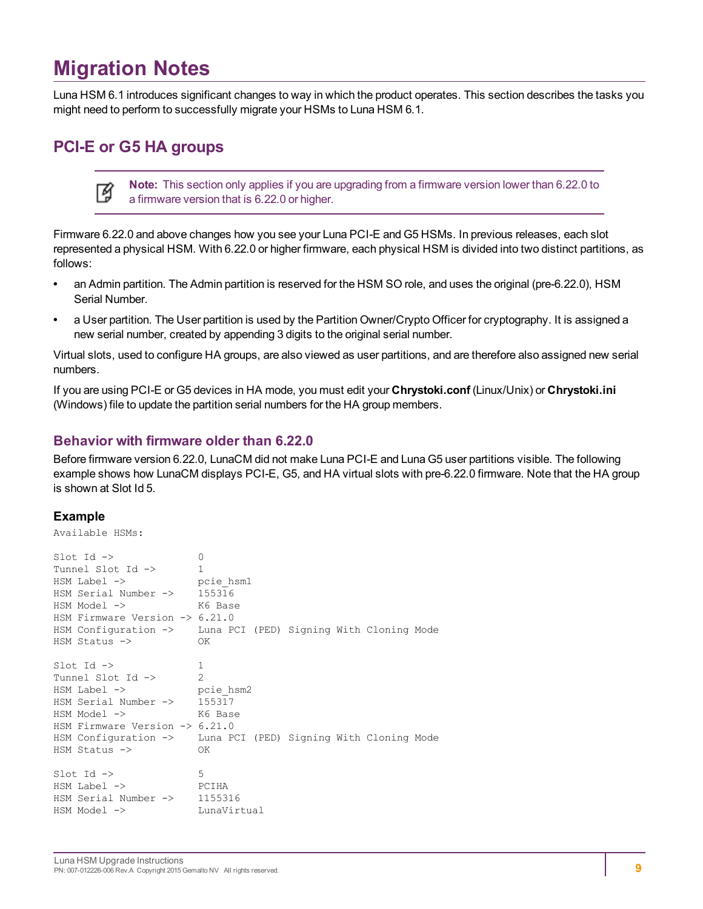# Migration Notes

Luna HSM 6.1 introduces significant changes to way in which the product operates. This section describes the tasks you might need to perform to successfully migrate your HSMs to Luna HSM 6.1.

## PCI-E or G5 HA groups

> **Note:** This section only applies if you are upgrading from a firmware version lower than 6.22.0 to a firmware version that is 6.22.0 or higher.

Firmware 6.22.0 and above changes how you see your Luna PCI-E and G5 HSMs. In previous releases, each slot represented a physical HSM. With 6.22.0 or higher firmware, each physical HSM is divided into two distinct partitions, as follows:

- an Admin partition. The Admin partition is reserved for the HSM SO role, and uses the original (pre-6.22.0), HSM Serial Number.
- a User partition. The User partition is used by the Partition Owner/Crypto Officer for cryptography. It is assigned a new serial number, created by appending 3 digits to the original serial number.

Virtual slots, used to configure HA groups, are also viewed as user partitions, and are therefore also assigned new serial numbers.

If you are using PCI-E or G5 devices in HA mode, you must edit your **Chrystoki.conf** (Linux/Unix) or **Chrystoki.ini** (Windows) file to update the partition serial numbers for the HA group members.

### Behavior with firmware older than 6.22.0

Before firmware version 6.22.0, LunaCM did not make Luna PCI-E and Luna G5 user partitions visible. The following example shows how LunaCM displays PCI-E, G5, and HA virtual slots with pre-6.22.0 firmware. Note that the HA group is shown at Slot Id 5.

#### Example

```
Available HSMs:

Slot Id ->              0
Tunnel Slot Id ->       1
HSM Label ->            pcie_hsm1
HSM Serial Number ->    155316
HSM Model ->            K6 Base
HSM Firmware Version -> 6.21.0
HSM Configuration ->    Luna PCI (PED) Signing With Cloning Mode
HSM Status ->           OK

Slot Id ->              1
Tunnel Slot Id ->       2
HSM Label ->            pcie_hsm2
HSM Serial Number ->    155317
HSM Model ->            K6 Base
HSM Firmware Version -> 6.21.0
HSM Configuration ->    Luna PCI (PED) Signing With Cloning Mode
HSM Status ->           OK

Slot Id ->              5
HSM Label ->            PCIHA
HSM Serial Number ->    1155316
HSM Model ->            LunaVirtual
```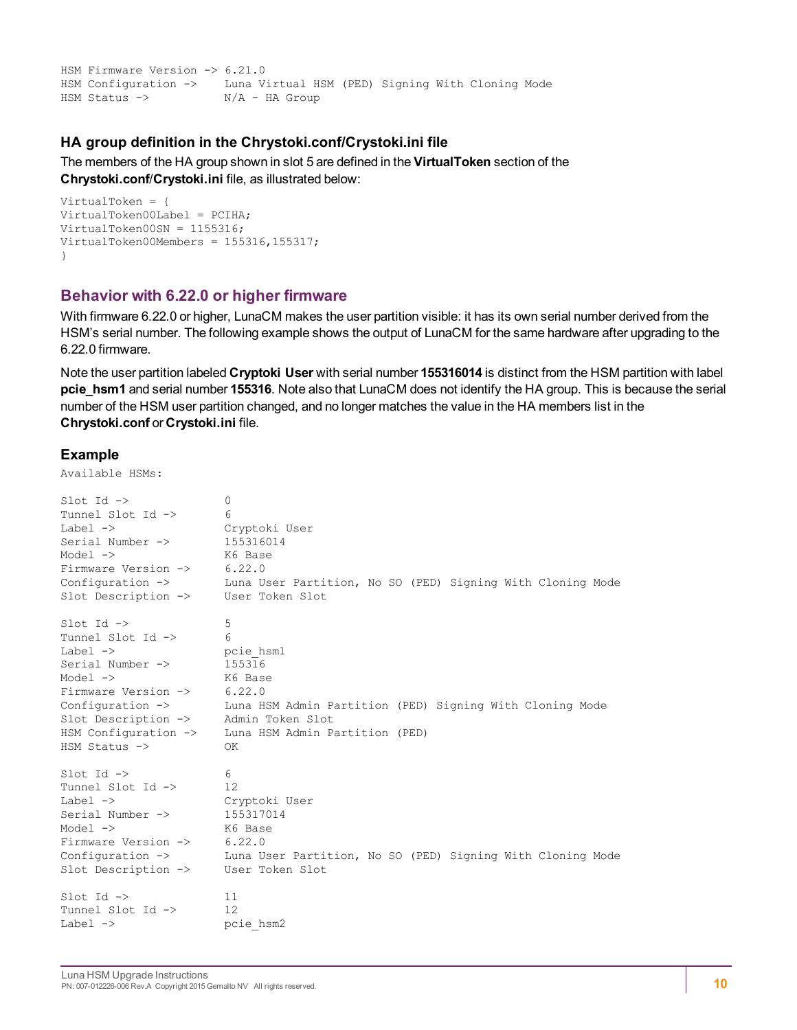```
HSM Firmware Version -> 6.21.0
HSM Configuration ->    Luna Virtual HSM (PED) Signing With Cloning Mode
HSM Status ->           N/A - HA Group
```

### HA group definition in the Chrystoki.conf/Crystoki.ini file

The members of the HA group shown in slot 5 are defined in the **VirtualToken** section of the **Chrystoki.conf**/**Crystoki.ini** file, as illustrated below:

```
VirtualToken = {
VirtualToken00Label = PCIHA;
VirtualToken00SN = 1155316;
VirtualToken00Members = 155316,155317;
}
```

## Behavior with 6.22.0 or higher firmware

With firmware 6.22.0 or higher, LunaCM makes the user partition visible: it has its own serial number derived from the HSM's serial number. The following example shows the output of LunaCM for the same hardware after upgrading to the 6.22.0 firmware.

Note the user partition labeled **Cryptoki User** with serial number **155316014** is distinct from the HSM partition with label **pcie_hsm1** and serial number **155316**. Note also that LunaCM does not identify the HA group. This is because the serial number of the HSM user partition changed, and no longer matches the value in the HA members list in the **Chrystoki.conf** or **Crystoki.ini** file.

### Example

```
Available HSMs:

Slot Id ->              0
Tunnel Slot Id ->       6
Label ->                Cryptoki User
Serial Number ->        155316014
Model ->                K6 Base
Firmware Version ->     6.22.0
Configuration ->        Luna User Partition, No SO (PED) Signing With Cloning Mode
Slot Description ->     User Token Slot

Slot Id ->              5
Tunnel Slot Id ->       6
Label ->                pcie_hsm1
Serial Number ->        155316
Model ->                K6 Base
Firmware Version ->     6.22.0
Configuration ->        Luna HSM Admin Partition (PED) Signing With Cloning Mode
Slot Description ->     Admin Token Slot
HSM Configuration ->    Luna HSM Admin Partition (PED)
HSM Status ->           OK

Slot Id ->              6
Tunnel Slot Id ->       12
Label ->                Cryptoki User
Serial Number ->        155317014
Model ->                K6 Base
Firmware Version ->     6.22.0
Configuration ->        Luna User Partition, No SO (PED) Signing With Cloning Mode
Slot Description ->     User Token Slot

Slot Id ->              11
Tunnel Slot Id ->       12
Label ->                pcie_hsm2
```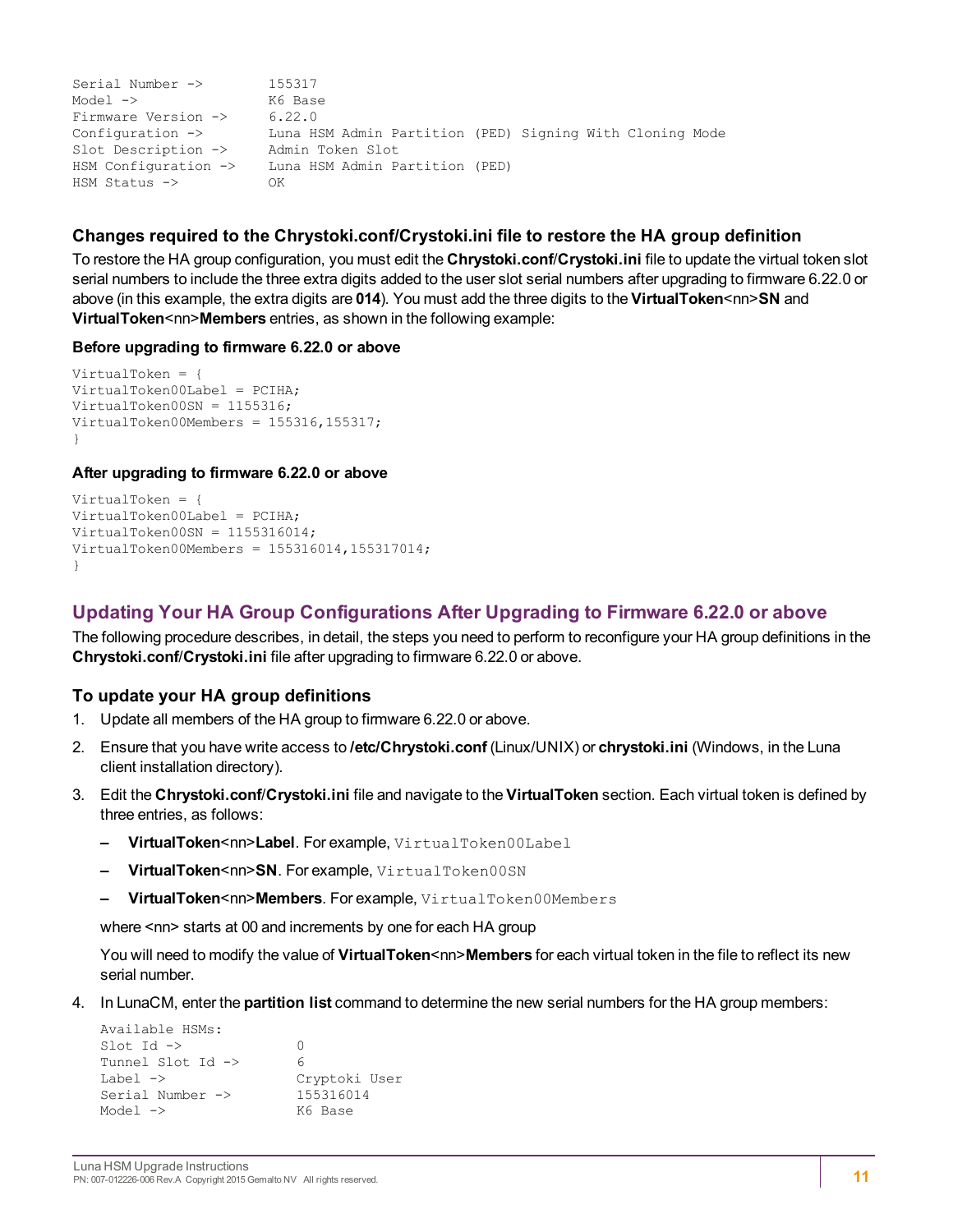```
Serial Number ->        155317
Model ->                K6 Base
Firmware Version ->     6.22.0
Configuration ->        Luna HSM Admin Partition (PED) Signing With Cloning Mode
Slot Description ->     Admin Token Slot
HSM Configuration ->    Luna HSM Admin Partition (PED)
HSM Status ->           OK
```

### Changes required to the Chrystoki.conf/Crystoki.ini file to restore the HA group definition

To restore the HA group configuration, you must edit the **Chrystoki.conf**/**Crystoki.ini** file to update the virtual token slot serial numbers to include the three extra digits added to the user slot serial numbers after upgrading to firmware 6.22.0 or above (in this example, the extra digits are **014**). You must add the three digits to the **VirtualToken**<nn>**SN** and **VirtualToken**<nn>**Members** entries, as shown in the following example:

#### Before upgrading to firmware 6.22.0 or above

```
VirtualToken = {
VirtualToken00Label = PCIHA;
VirtualToken00SN = 1155316;
VirtualToken00Members = 155316,155317;
}
```

#### After upgrading to firmware 6.22.0 or above

```
VirtualToken = {
VirtualToken00Label = PCIHA;
VirtualToken00SN = 1155316014;
VirtualToken00Members = 155316014,155317014;
}
```

## Updating Your HA Group Configurations After Upgrading to Firmware 6.22.0 or above

The following procedure describes, in detail, the steps you need to perform to reconfigure your HA group definitions in the **Chrystoki.conf**/**Crystoki.ini** file after upgrading to firmware 6.22.0 or above.

### To update your HA group definitions

1. Update all members of the HA group to firmware 6.22.0 or above.
2. Ensure that you have write access to **/etc/Chrystoki.conf** (Linux/UNIX) or **chrystoki.ini** (Windows, in the Luna client installation directory).
3. Edit the **Chrystoki.conf**/**Crystoki.ini** file and navigate to the **VirtualToken** section. Each virtual token is defined by three entries, as follows:
   - **VirtualToken**<nn>**Label**. For example, `VirtualToken00Label`
   - **VirtualToken**<nn>**SN**. For example, `VirtualToken00SN`
   - **VirtualToken**<nn>**Members**. For example, `VirtualToken00Members`

   where <nn> starts at 00 and increments by one for each HA group

   You will need to modify the value of **VirtualToken**<nn>**Members** for each virtual token in the file to reflect its new serial number.
4. In LunaCM, enter the **partition list** command to determine the new serial numbers for the HA group members:

   ```
   Available HSMs:
   Slot Id ->              0
   Tunnel Slot Id ->       6
   Label ->                Cryptoki User
   Serial Number ->        155316014
   Model ->                K6 Base
   ```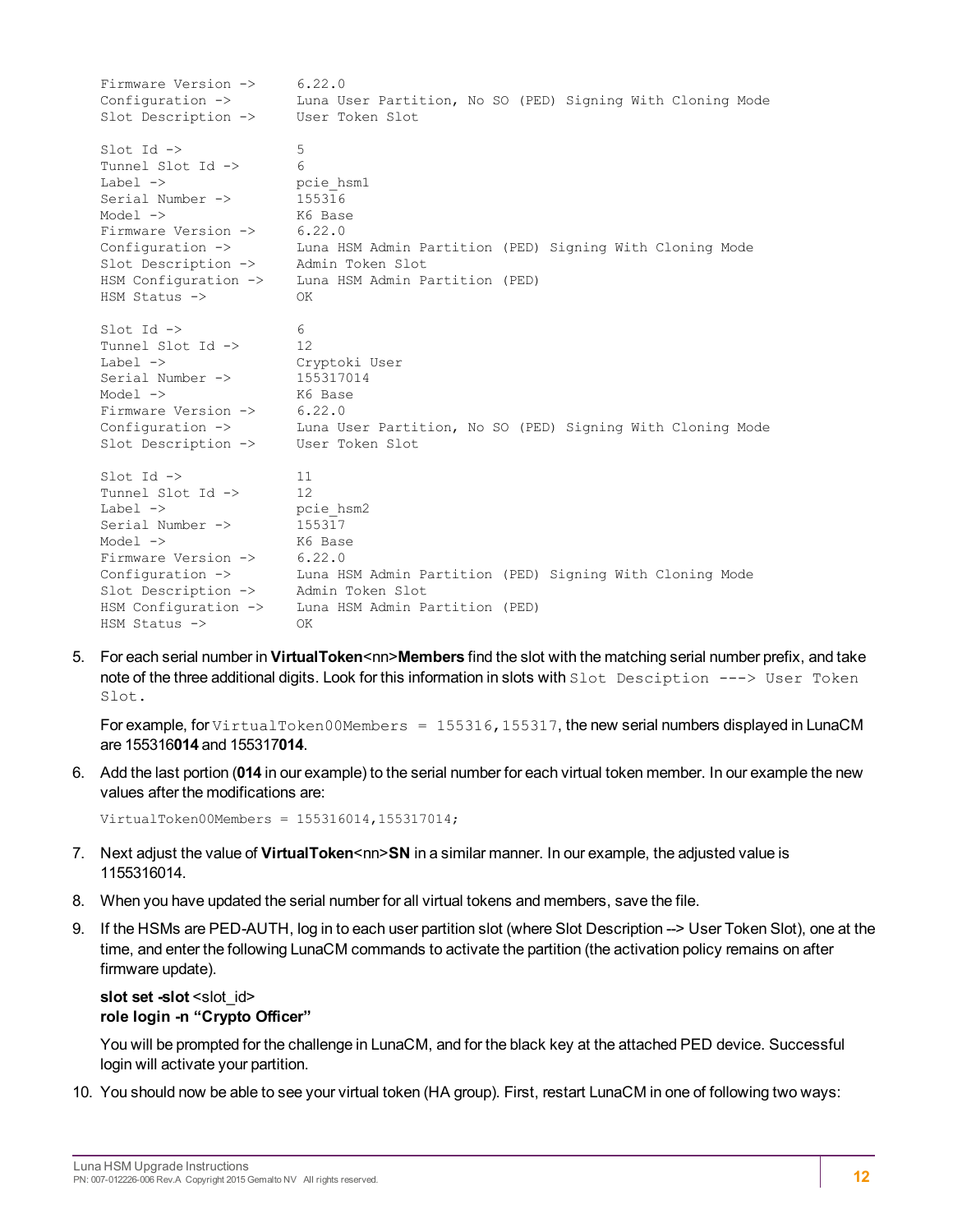```
Firmware Version ->     6.22.0
Configuration ->        Luna User Partition, No SO (PED) Signing With Cloning Mode
Slot Description ->     User Token Slot

Slot Id ->              5
Tunnel Slot Id ->       6
Label ->                pcie_hsm1
Serial Number ->        155316
Model ->                K6 Base
Firmware Version ->     6.22.0
Configuration ->        Luna HSM Admin Partition (PED) Signing With Cloning Mode
Slot Description ->     Admin Token Slot
HSM Configuration ->    Luna HSM Admin Partition (PED)
HSM Status ->           OK

Slot Id ->              6
Tunnel Slot Id ->       12
Label ->                Cryptoki User
Serial Number ->        155317014
Model ->                K6 Base
Firmware Version ->     6.22.0
Configuration ->        Luna User Partition, No SO (PED) Signing With Cloning Mode
Slot Description ->     User Token Slot

Slot Id ->              11
Tunnel Slot Id ->       12
Label ->                pcie_hsm2
Serial Number ->        155317
Model ->                K6 Base
Firmware Version ->     6.22.0
Configuration ->        Luna HSM Admin Partition (PED) Signing With Cloning Mode
Slot Description ->     Admin Token Slot
HSM Configuration ->    Luna HSM Admin Partition (PED)
HSM Status ->           OK
```

5. For each serial number in **VirtualToken**<nn>**Members** find the slot with the matching serial number prefix, and take note of the three additional digits. Look for this information in slots with `Slot Desciption ---> User Token Slot.`

   For example, for `VirtualToken00Members = 155316,155317`, the new serial numbers displayed in LunaCM are 155316**014** and 155317**014**.

6. Add the last portion (**014** in our example) to the serial number for each virtual token member. In our example the new values after the modifications are:

   ```
   VirtualToken00Members = 155316014,155317014;
   ```

7. Next adjust the value of **VirtualToken**<nn>**SN** in a similar manner. In our example, the adjusted value is 1155316014.

8. When you have updated the serial number for all virtual tokens and members, save the file.

9. If the HSMs are PED-AUTH, log in to each user partition slot (where Slot Description --> User Token Slot), one at the time, and enter the following LunaCM commands to activate the partition (the activation policy remains on after firmware update).

   **slot set -slot** <slot_id>
   **role login -n "Crypto Officer"**

   You will be prompted for the challenge in LunaCM, and for the black key at the attached PED device. Successful login will activate your partition.

10. You should now be able to see your virtual token (HA group). First, restart LunaCM in one of following two ways: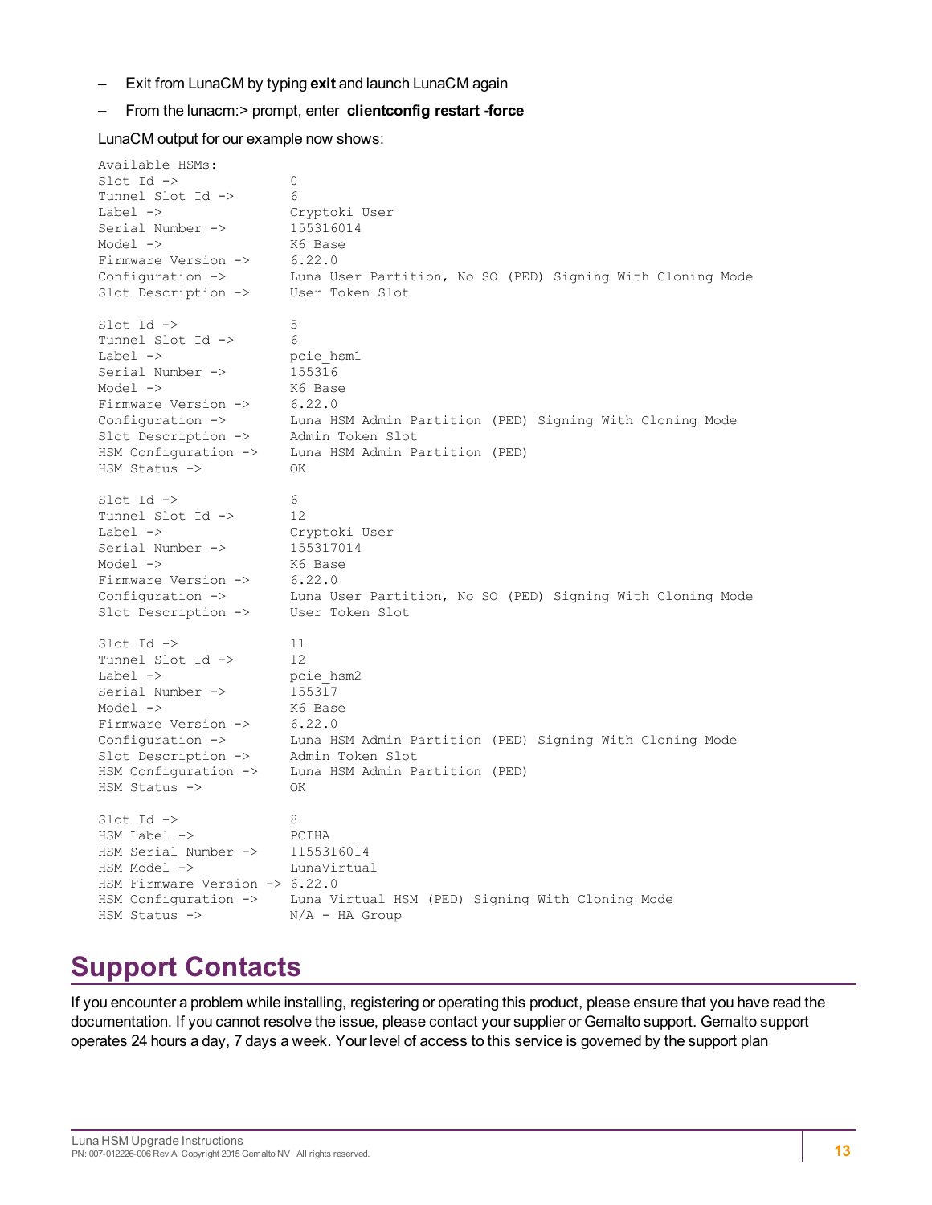- Exit from LunaCM by typing **exit** and launch LunaCM again
- From the lunacm:> prompt, enter **clientconfig restart -force**

LunaCM output for our example now shows:

```
Available HSMs:
Slot Id ->              0
Tunnel Slot Id ->       6
Label ->                Cryptoki User
Serial Number ->        155316014
Model ->                K6 Base
Firmware Version ->     6.22.0
Configuration ->        Luna User Partition, No SO (PED) Signing With Cloning Mode
Slot Description ->     User Token Slot

Slot Id ->              5
Tunnel Slot Id ->       6
Label ->                pcie_hsm1
Serial Number ->        155316
Model ->                K6 Base
Firmware Version ->     6.22.0
Configuration ->        Luna HSM Admin Partition (PED) Signing With Cloning Mode
Slot Description ->     Admin Token Slot
HSM Configuration ->    Luna HSM Admin Partition (PED)
HSM Status ->           OK

Slot Id ->              6
Tunnel Slot Id ->       12
Label ->                Cryptoki User
Serial Number ->        155317014
Model ->                K6 Base
Firmware Version ->     6.22.0
Configuration ->        Luna User Partition, No SO (PED) Signing With Cloning Mode
Slot Description ->     User Token Slot

Slot Id ->              11
Tunnel Slot Id ->       12
Label ->                pcie_hsm2
Serial Number ->        155317
Model ->                K6 Base
Firmware Version ->     6.22.0
Configuration ->        Luna HSM Admin Partition (PED) Signing With Cloning Mode
Slot Description ->     Admin Token Slot
HSM Configuration ->    Luna HSM Admin Partition (PED)
HSM Status ->           OK

Slot Id ->              8
HSM Label ->            PCIHA
HSM Serial Number ->    1155316014
HSM Model ->            LunaVirtual
HSM Firmware Version -> 6.22.0
HSM Configuration ->    Luna Virtual HSM (PED) Signing With Cloning Mode
HSM Status ->           N/A - HA Group
```

# Support Contacts

If you encounter a problem while installing, registering or operating this product, please ensure that you have read the documentation. If you cannot resolve the issue, please contact your supplier or Gemalto support. Gemalto support operates 24 hours a day, 7 days a week. Your level of access to this service is governed by the support plan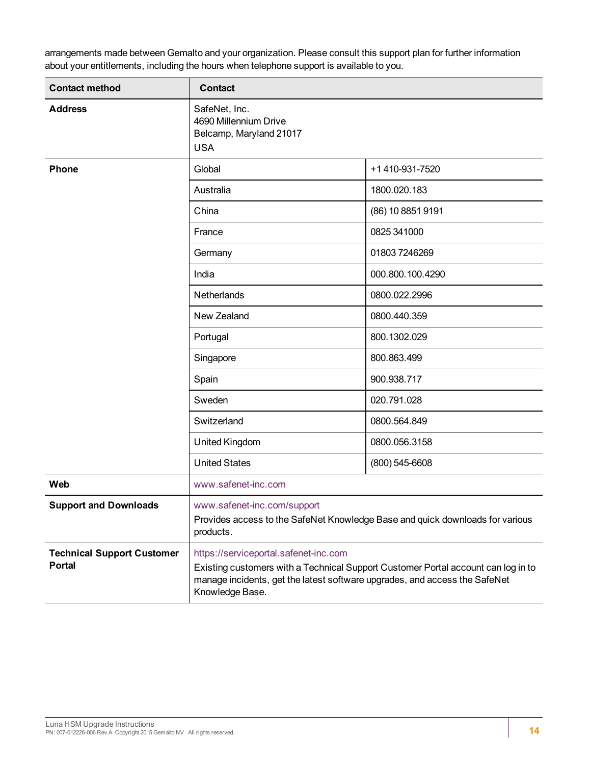arrangements made between Gemalto and your organization. Please consult this support plan for further information about your entitlements, including the hours when telephone support is available to you.

| Contact method | Contact | |
|---|---|---|
| **Address** | SafeNet, Inc.<br>4690 Millennium Drive<br>Belcamp, Maryland 21017<br>USA | |
| **Phone** | Global | +1 410-931-7520 |
| | Australia | 1800.020.183 |
| | China | (86) 10 8851 9191 |
| | France | 0825 341000 |
| | Germany | 01803 7246269 |
| | India | 000.800.100.4290 |
| | Netherlands | 0800.022.2996 |
| | New Zealand | 0800.440.359 |
| | Portugal | 800.1302.029 |
| | Singapore | 800.863.499 |
| | Spain | 900.938.717 |
| | Sweden | 020.791.028 |
| | Switzerland | 0800.564.849 |
| | United Kingdom | 0800.056.3158 |
| | United States | (800) 545-6608 |
| **Web** | www.safenet-inc.com | |
| **Support and Downloads** | www.safenet-inc.com/support<br>Provides access to the SafeNet Knowledge Base and quick downloads for various products. | |
| **Technical Support Customer Portal** | https://serviceportal.safenet-inc.com<br>Existing customers with a Technical Support Customer Portal account can log in to manage incidents, get the latest software upgrades, and access the SafeNet Knowledge Base. | |